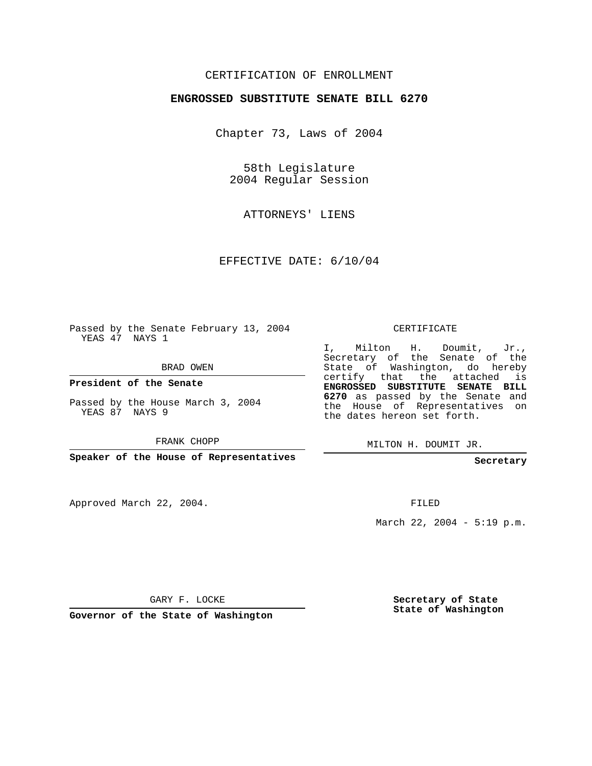CERTIFICATION OF ENROLLMENT

**ENGROSSED SUBSTITUTE SENATE BILL 6270**

Chapter 73, Laws of 2004

58th Legislature
2004 Regular Session

ATTORNEYS' LIENS

EFFECTIVE DATE: 6/10/04

Passed by the Senate February 13, 2004
YEAS 47 NAYS 1

BRAD OWEN

**President of the Senate**

Passed by the House March 3, 2004
YEAS 87 NAYS 9

FRANK CHOPP

**Speaker of the House of Representatives**

Approved March 22, 2004.

GARY F. LOCKE

**Governor of the State of Washington**

CERTIFICATE

I, Milton H. Doumit, Jr., Secretary of the Senate of the State of Washington, do hereby certify that the attached is **ENGROSSED SUBSTITUTE SENATE BILL 6270** as passed by the Senate and the House of Representatives on the dates hereon set forth.

MILTON H. DOUMIT JR.

**Secretary**

FILED

March 22, 2004 - 5:19 p.m.

**Secretary of State**
**State of Washington**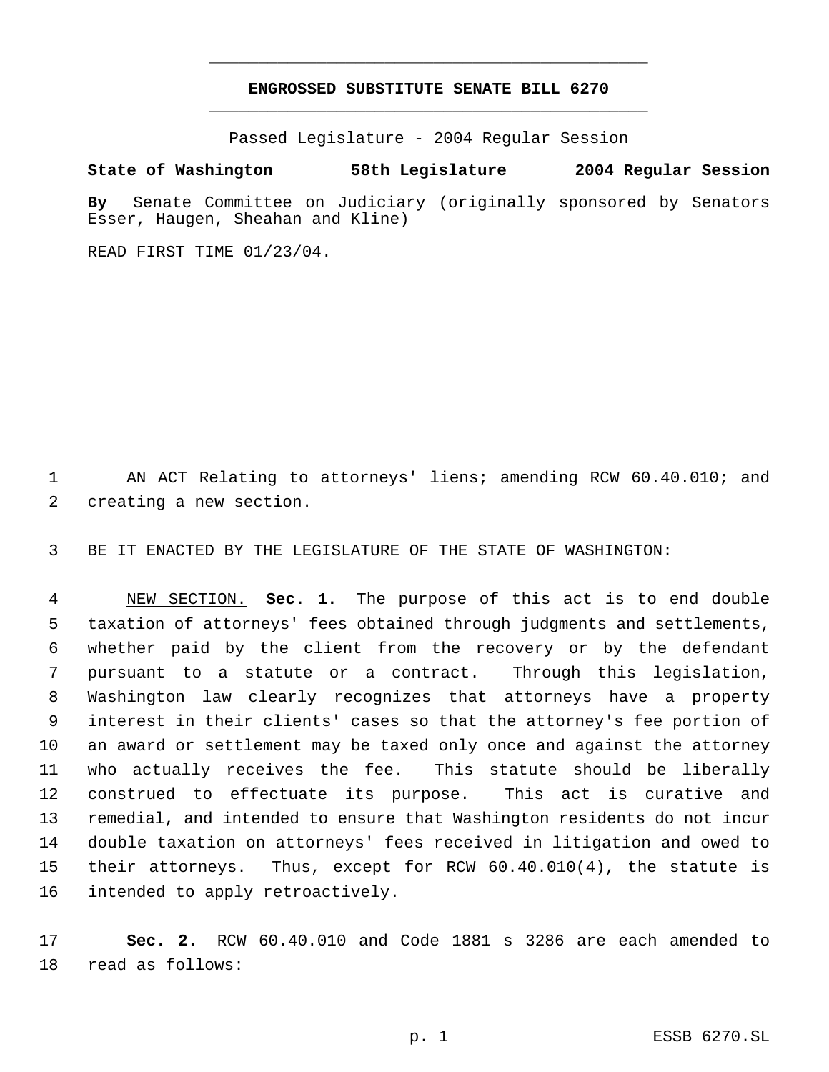# ENGROSSED SUBSTITUTE SENATE BILL 6270

Passed Legislature - 2004 Regular Session

**State of Washington 58th Legislature 2004 Regular Session**

**By** Senate Committee on Judiciary (originally sponsored by Senators Esser, Haugen, Sheahan and Kline)

READ FIRST TIME 01/23/04.

1 AN ACT Relating to attorneys' liens; amending RCW 60.40.010; and
2 creating a new section.

3 BE IT ENACTED BY THE LEGISLATURE OF THE STATE OF WASHINGTON:

4 NEW SECTION. **Sec. 1.** The purpose of this act is to end double
5 taxation of attorneys' fees obtained through judgments and settlements,
6 whether paid by the client from the recovery or by the defendant
7 pursuant to a statute or a contract. Through this legislation,
8 Washington law clearly recognizes that attorneys have a property
9 interest in their clients' cases so that the attorney's fee portion of
10 an award or settlement may be taxed only once and against the attorney
11 who actually receives the fee. This statute should be liberally
12 construed to effectuate its purpose. This act is curative and
13 remedial, and intended to ensure that Washington residents do not incur
14 double taxation on attorneys' fees received in litigation and owed to
15 their attorneys. Thus, except for RCW 60.40.010(4), the statute is
16 intended to apply retroactively.

17 **Sec. 2.** RCW 60.40.010 and Code 1881 s 3286 are each amended to
18 read as follows: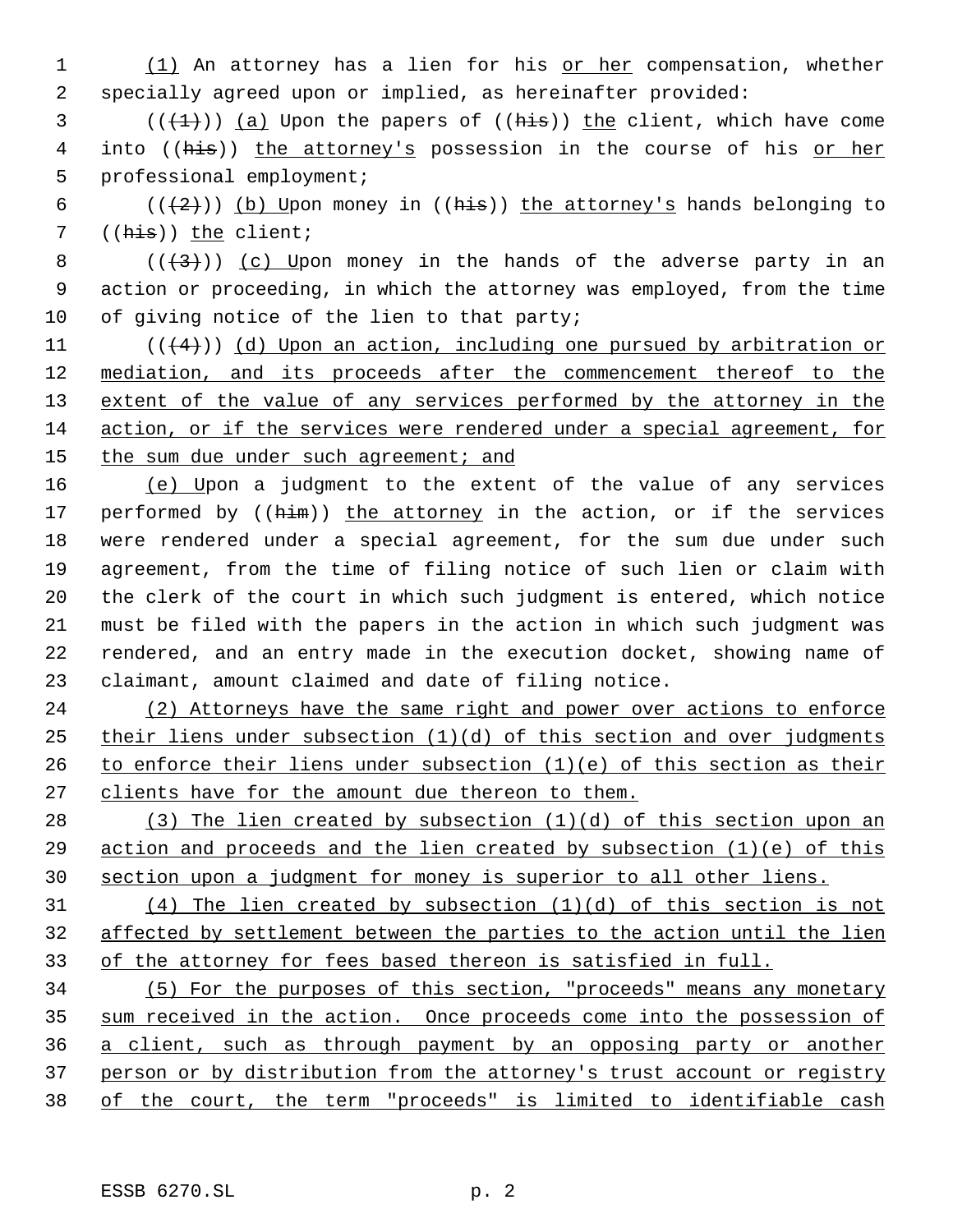(1) An attorney has a lien for his or her compensation, whether specially agreed upon or implied, as hereinafter provided:

(((1))) (a) Upon the papers of ((his)) the client, which have come into ((his)) the attorney's possession in the course of his or her professional employment;

(((2))) (b) Upon money in ((his)) the attorney's hands belonging to ((his)) the client;

(((3))) (c) Upon money in the hands of the adverse party in an action or proceeding, in which the attorney was employed, from the time of giving notice of the lien to that party;

(((4))) (d) Upon an action, including one pursued by arbitration or mediation, and its proceeds after the commencement thereof to the extent of the value of any services performed by the attorney in the action, or if the services were rendered under a special agreement, for the sum due under such agreement; and

(e) Upon a judgment to the extent of the value of any services performed by ((him)) the attorney in the action, or if the services were rendered under a special agreement, for the sum due under such agreement, from the time of filing notice of such lien or claim with the clerk of the court in which such judgment is entered, which notice must be filed with the papers in the action in which such judgment was rendered, and an entry made in the execution docket, showing name of claimant, amount claimed and date of filing notice.

(2) Attorneys have the same right and power over actions to enforce their liens under subsection (1)(d) of this section and over judgments to enforce their liens under subsection (1)(e) of this section as their clients have for the amount due thereon to them.

(3) The lien created by subsection (1)(d) of this section upon an action and proceeds and the lien created by subsection (1)(e) of this section upon a judgment for money is superior to all other liens.

(4) The lien created by subsection (1)(d) of this section is not affected by settlement between the parties to the action until the lien of the attorney for fees based thereon is satisfied in full.

(5) For the purposes of this section, "proceeds" means any monetary sum received in the action. Once proceeds come into the possession of a client, such as through payment by an opposing party or another person or by distribution from the attorney's trust account or registry of the court, the term "proceeds" is limited to identifiable cash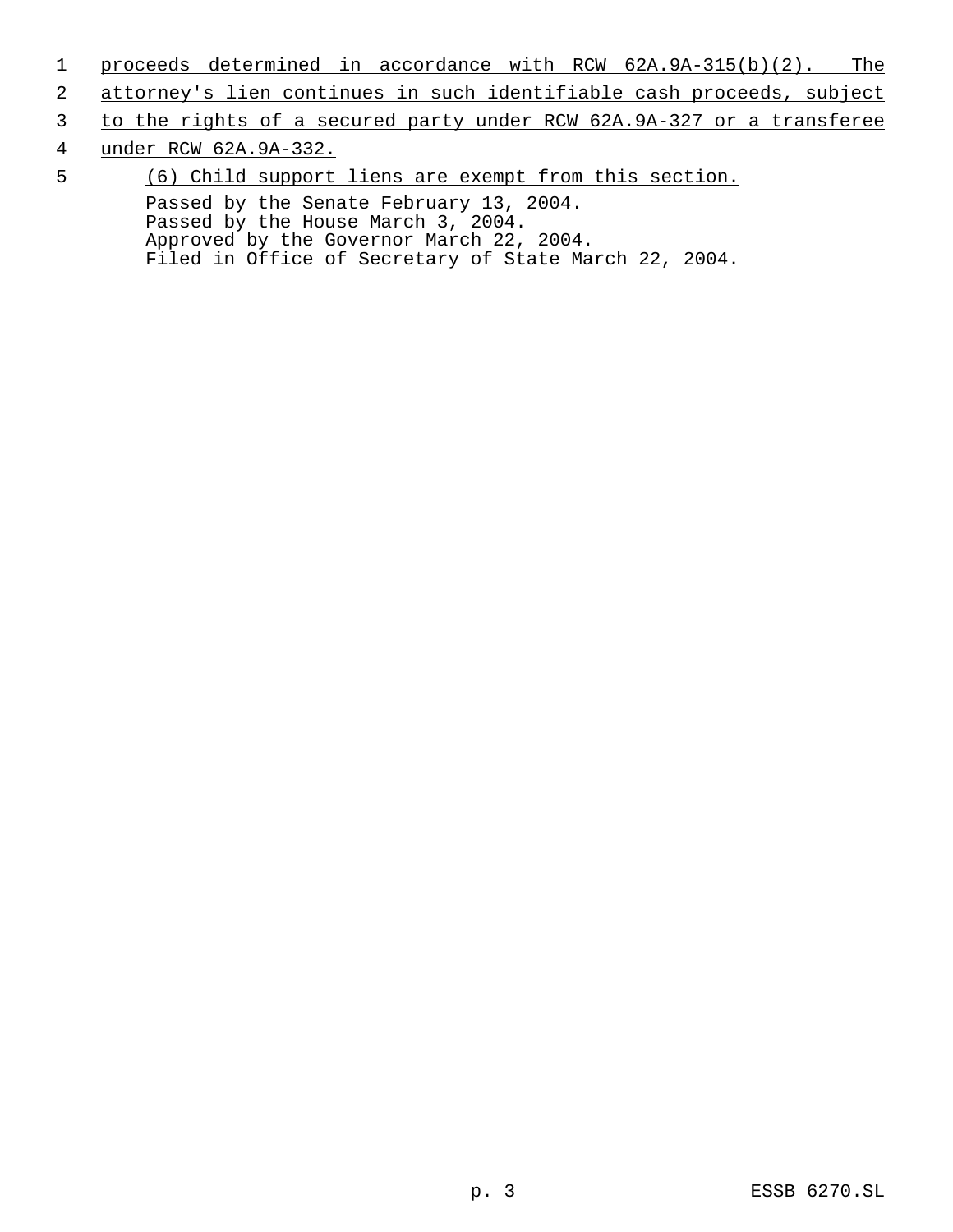proceeds determined in accordance with RCW 62A.9A-315(b)(2). The attorney's lien continues in such identifiable cash proceeds, subject to the rights of a secured party under RCW 62A.9A-327 or a transferee under RCW 62A.9A-332.

(6) Child support liens are exempt from this section.

Passed by the Senate February 13, 2004.
Passed by the House March 3, 2004.
Approved by the Governor March 22, 2004.
Filed in Office of Secretary of State March 22, 2004.